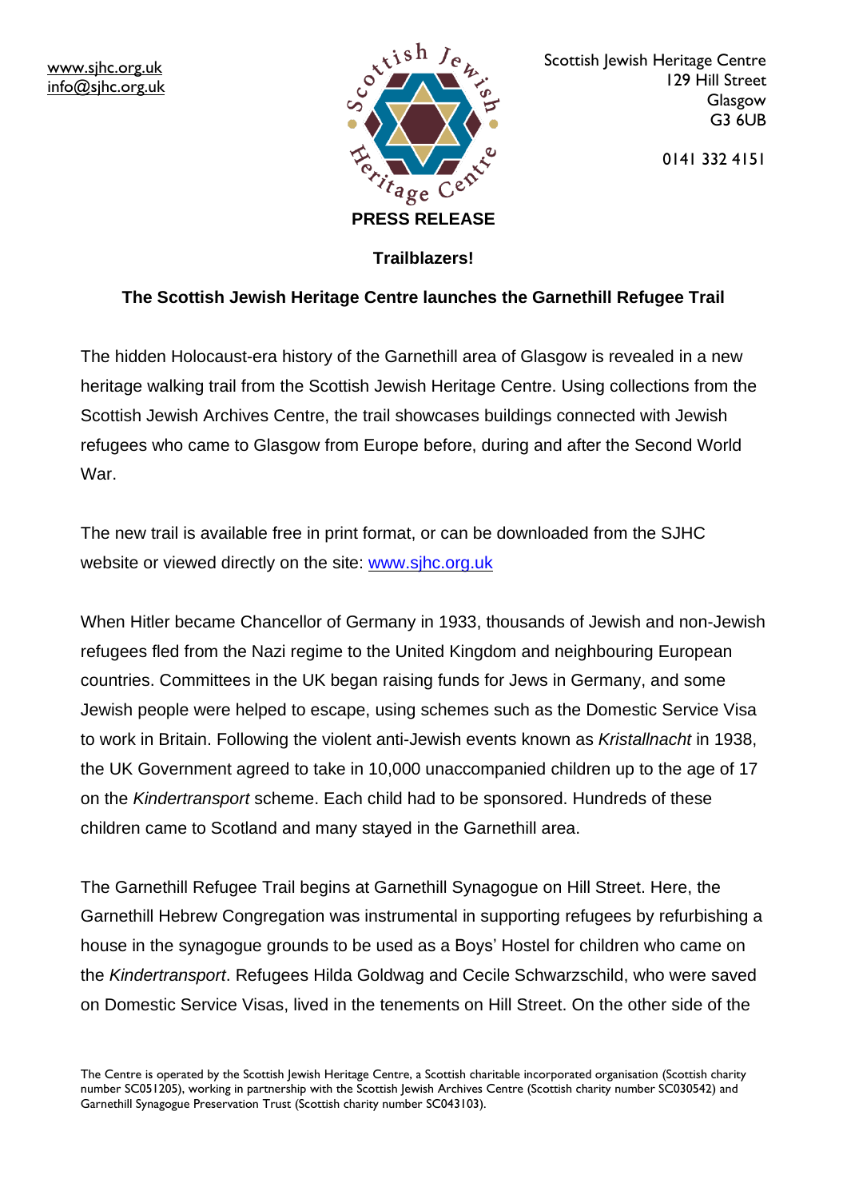www.sjhc.org.uk
info@sjhc.org.uk

Scottish Jewish Heritage Centre
129 Hill Street
Glasgow
G3 6UB

0141 332 4151

**PRESS RELEASE**

**Trailblazers!**

**The Scottish Jewish Heritage Centre launches the Garnethill Refugee Trail**

The hidden Holocaust-era history of the Garnethill area of Glasgow is revealed in a new heritage walking trail from the Scottish Jewish Heritage Centre. Using collections from the Scottish Jewish Archives Centre, the trail showcases buildings connected with Jewish refugees who came to Glasgow from Europe before, during and after the Second World War.

The new trail is available free in print format, or can be downloaded from the SJHC website or viewed directly on the site: www.sjhc.org.uk

When Hitler became Chancellor of Germany in 1933, thousands of Jewish and non-Jewish refugees fled from the Nazi regime to the United Kingdom and neighbouring European countries. Committees in the UK began raising funds for Jews in Germany, and some Jewish people were helped to escape, using schemes such as the Domestic Service Visa to work in Britain. Following the violent anti-Jewish events known as *Kristallnacht* in 1938, the UK Government agreed to take in 10,000 unaccompanied children up to the age of 17 on the *Kindertransport* scheme. Each child had to be sponsored. Hundreds of these children came to Scotland and many stayed in the Garnethill area.

The Garnethill Refugee Trail begins at Garnethill Synagogue on Hill Street. Here, the Garnethill Hebrew Congregation was instrumental in supporting refugees by refurbishing a house in the synagogue grounds to be used as a Boys' Hostel for children who came on the *Kindertransport*. Refugees Hilda Goldwag and Cecile Schwarzschild, who were saved on Domestic Service Visas, lived in the tenements on Hill Street. On the other side of the

The Centre is operated by the Scottish Jewish Heritage Centre, a Scottish charitable incorporated organisation (Scottish charity number SC051205), working in partnership with the Scottish Jewish Archives Centre (Scottish charity number SC030542) and Garnethill Synagogue Preservation Trust (Scottish charity number SC043103).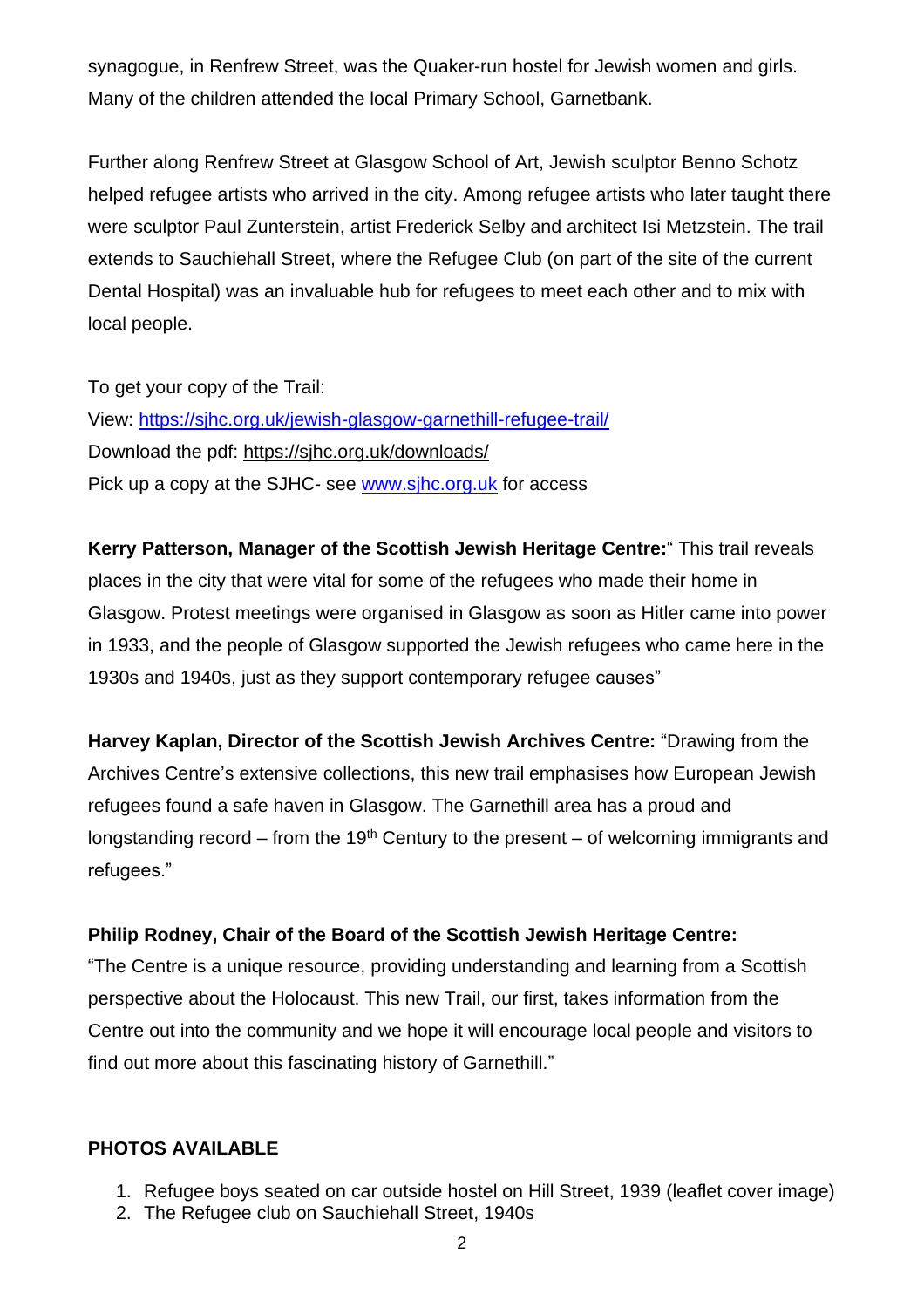synagogue, in Renfrew Street, was the Quaker-run hostel for Jewish women and girls. Many of the children attended the local Primary School, Garnetbank.

Further along Renfrew Street at Glasgow School of Art, Jewish sculptor Benno Schotz helped refugee artists who arrived in the city. Among refugee artists who later taught there were sculptor Paul Zunterstein, artist Frederick Selby and architect Isi Metzstein. The trail extends to Sauchiehall Street, where the Refugee Club (on part of the site of the current Dental Hospital) was an invaluable hub for refugees to meet each other and to mix with local people.

To get your copy of the Trail:
View: https://sjhc.org.uk/jewish-glasgow-garnethill-refugee-trail/
Download the pdf: https://sjhc.org.uk/downloads/
Pick up a copy at the SJHC- see www.sjhc.org.uk for access

**Kerry Patterson, Manager of the Scottish Jewish Heritage Centre:**" This trail reveals places in the city that were vital for some of the refugees who made their home in Glasgow. Protest meetings were organised in Glasgow as soon as Hitler came into power in 1933, and the people of Glasgow supported the Jewish refugees who came here in the 1930s and 1940s, just as they support contemporary refugee causes"

**Harvey Kaplan, Director of the Scottish Jewish Archives Centre:** "Drawing from the Archives Centre's extensive collections, this new trail emphasises how European Jewish refugees found a safe haven in Glasgow. The Garnethill area has a proud and longstanding record – from the 19th Century to the present – of welcoming immigrants and refugees."

**Philip Rodney, Chair of the Board of the Scottish Jewish Heritage Centre:**
"The Centre is a unique resource, providing understanding and learning from a Scottish perspective about the Holocaust. This new Trail, our first, takes information from the Centre out into the community and we hope it will encourage local people and visitors to find out more about this fascinating history of Garnethill."

**PHOTOS AVAILABLE**

1. Refugee boys seated on car outside hostel on Hill Street, 1939 (leaflet cover image)
2. The Refugee club on Sauchiehall Street, 1940s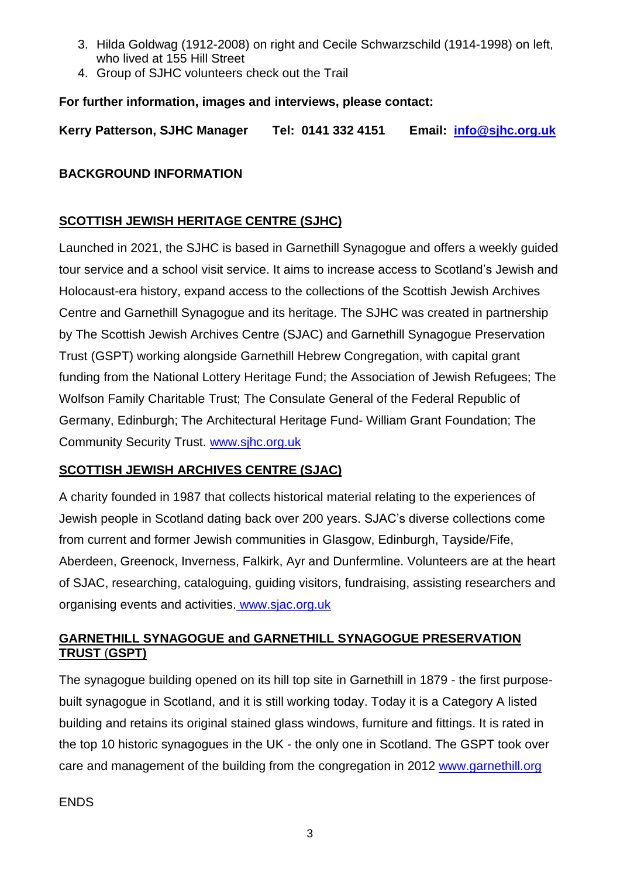3. Hilda Goldwag (1912-2008) on right and Cecile Schwarzschild (1914-1998) on left, who lived at 155 Hill Street
4. Group of SJHC volunteers check out the Trail

**For further information, images and interviews, please contact:**

**Kerry Patterson, SJHC Manager Tel: 0141 332 4151 Email: [info@sjhc.org.uk](mailto:info@sjhc.org.uk)**

**BACKGROUND INFORMATION**

**SCOTTISH JEWISH HERITAGE CENTRE (SJHC)**

Launched in 2021, the SJHC is based in Garnethill Synagogue and offers a weekly guided tour service and a school visit service. It aims to increase access to Scotland's Jewish and Holocaust-era history, expand access to the collections of the Scottish Jewish Archives Centre and Garnethill Synagogue and its heritage. The SJHC was created in partnership by The Scottish Jewish Archives Centre (SJAC) and Garnethill Synagogue Preservation Trust (GSPT) working alongside Garnethill Hebrew Congregation, with capital grant funding from the National Lottery Heritage Fund; the Association of Jewish Refugees; The Wolfson Family Charitable Trust; The Consulate General of the Federal Republic of Germany, Edinburgh; The Architectural Heritage Fund- William Grant Foundation; The Community Security Trust. www.sjhc.org.uk

**SCOTTISH JEWISH ARCHIVES CENTRE (SJAC)**

A charity founded in 1987 that collects historical material relating to the experiences of Jewish people in Scotland dating back over 200 years. SJAC's diverse collections come from current and former Jewish communities in Glasgow, Edinburgh, Tayside/Fife, Aberdeen, Greenock, Inverness, Falkirk, Ayr and Dunfermline. Volunteers are at the heart of SJAC, researching, cataloguing, guiding visitors, fundraising, assisting researchers and organising events and activities. www.sjac.org.uk

**GARNETHILL SYNAGOGUE and GARNETHILL SYNAGOGUE PRESERVATION TRUST (GSPT)**

The synagogue building opened on its hill top site in Garnethill in 1879 - the first purpose-built synagogue in Scotland, and it is still working today. Today it is a Category A listed building and retains its original stained glass windows, furniture and fittings. It is rated in the top 10 historic synagogues in the UK - the only one in Scotland. The GSPT took over care and management of the building from the congregation in 2012 www.garnethill.org

ENDS